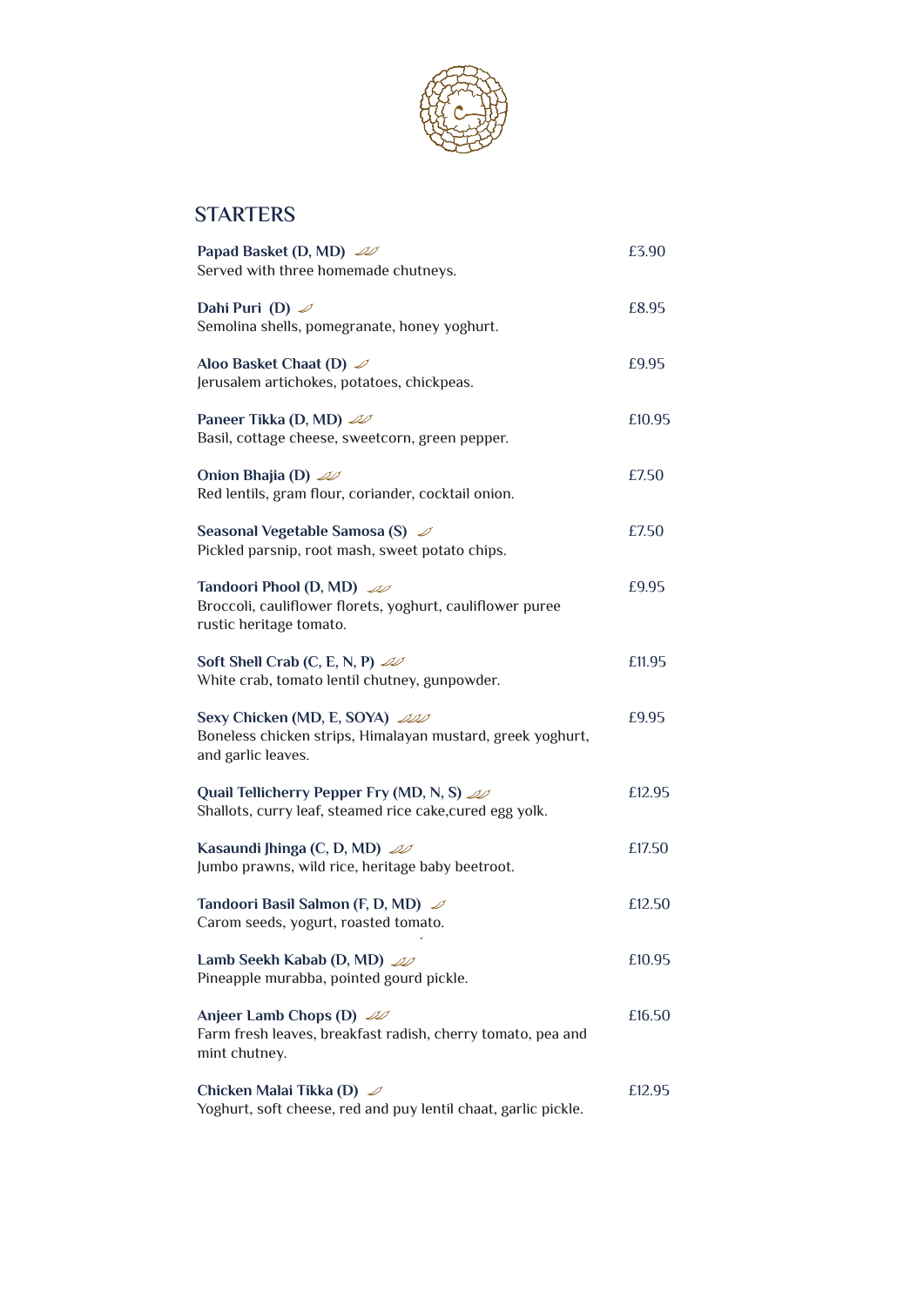## STARTERS

**Papad Basket (D, MD)** — £3.90
Served with three homemade chutneys.

**Dahi Puri (D)** — £8.95
Semolina shells, pomegranate, honey yoghurt.

**Aloo Basket Chaat (D)** — £9.95
Jerusalem artichokes, potatoes, chickpeas.

**Paneer Tikka (D, MD)** — £10.95
Basil, cottage cheese, sweetcorn, green pepper.

**Onion Bhajia (D)** — £7.50
Red lentils, gram flour, coriander, cocktail onion.

**Seasonal Vegetable Samosa (S)** — £7.50
Pickled parsnip, root mash, sweet potato chips.

**Tandoori Phool (D, MD)** — £9.95
Broccoli, cauliflower florets, yoghurt, cauliflower puree rustic heritage tomato.

**Soft Shell Crab (C, E, N, P)** — £11.95
White crab, tomato lentil chutney, gunpowder.

**Sexy Chicken (MD, E, SOYA)** — £9.95
Boneless chicken strips, Himalayan mustard, greek yoghurt, and garlic leaves.

**Quail Tellicherry Pepper Fry (MD, N, S)** — £12.95
Shallots, curry leaf, steamed rice cake,cured egg yolk.

**Kasaundi Jhinga (C, D, MD)** — £17.50
Jumbo prawns, wild rice, heritage baby beetroot.

**Tandoori Basil Salmon (F, D, MD)** — £12.50
Carom seeds, yogurt, roasted tomato.

**Lamb Seekh Kabab (D, MD)** — £10.95
Pineapple murabba, pointed gourd pickle.

**Anjeer Lamb Chops (D)** — £16.50
Farm fresh leaves, breakfast radish, cherry tomato, pea and mint chutney.

**Chicken Malai Tikka (D)** — £12.95
Yoghurt, soft cheese, red and puy lentil chaat, garlic pickle.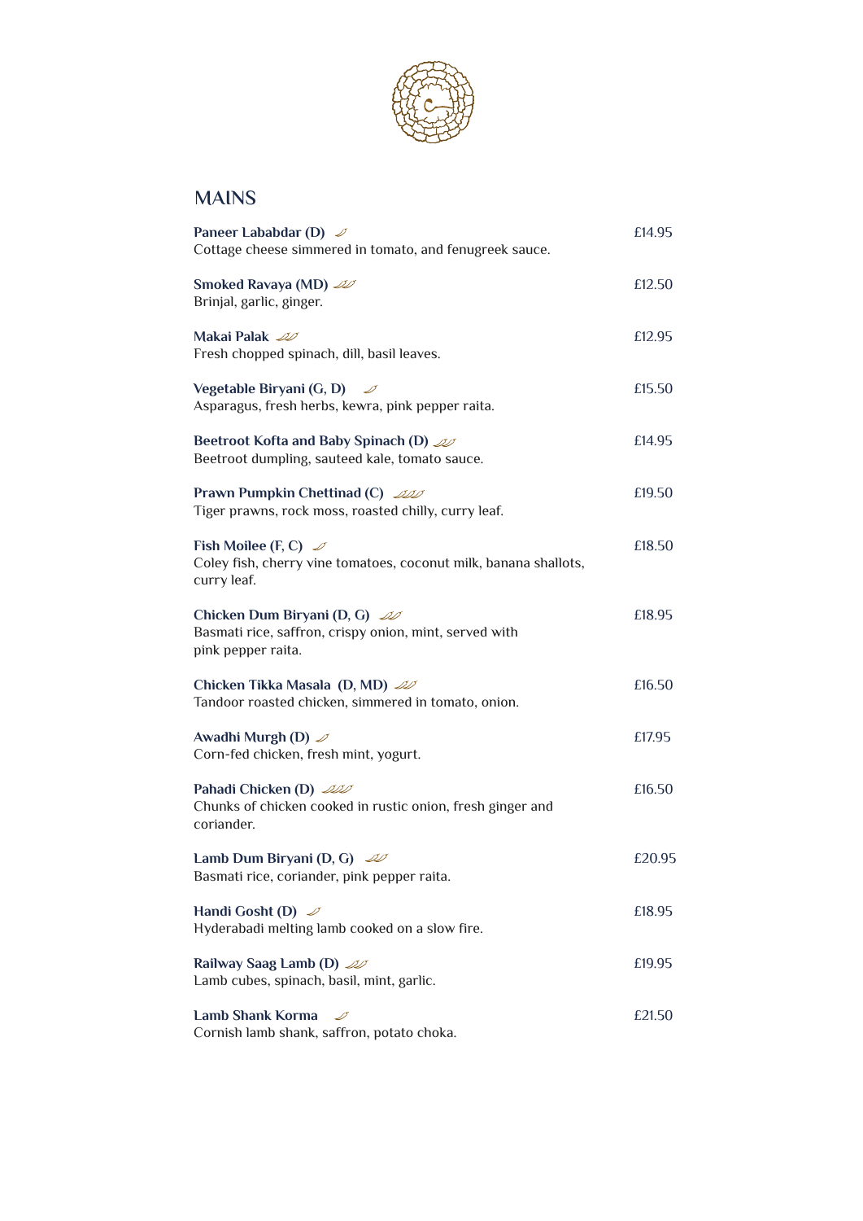## MAINS

**Paneer Lababdar (D)** — £14.95
Cottage cheese simmered in tomato, and fenugreek sauce.

**Smoked Ravaya (MD)** — £12.50
Brinjal, garlic, ginger.

**Makai Palak** — £12.95
Fresh chopped spinach, dill, basil leaves.

**Vegetable Biryani (G, D)** — £15.50
Asparagus, fresh herbs, kewra, pink pepper raita.

**Beetroot Kofta and Baby Spinach (D)** — £14.95
Beetroot dumpling, sauteed kale, tomato sauce.

**Prawn Pumpkin Chettinad (C)** — £19.50
Tiger prawns, rock moss, roasted chilly, curry leaf.

**Fish Moilee (F, C)** — £18.50
Coley fish, cherry vine tomatoes, coconut milk, banana shallots, curry leaf.

**Chicken Dum Biryani (D, G)** — £18.95
Basmati rice, saffron, crispy onion, mint, served with pink pepper raita.

**Chicken Tikka Masala (D, MD)** — £16.50
Tandoor roasted chicken, simmered in tomato, onion.

**Awadhi Murgh (D)** — £17.95
Corn-fed chicken, fresh mint, yogurt.

**Pahadi Chicken (D)** — £16.50
Chunks of chicken cooked in rustic onion, fresh ginger and coriander.

**Lamb Dum Biryani (D, G)** — £20.95
Basmati rice, coriander, pink pepper raita.

**Handi Gosht (D)** — £18.95
Hyderabadi melting lamb cooked on a slow fire.

**Railway Saag Lamb (D)** — £19.95
Lamb cubes, spinach, basil, mint, garlic.

**Lamb Shank Korma** — £21.50
Cornish lamb shank, saffron, potato choka.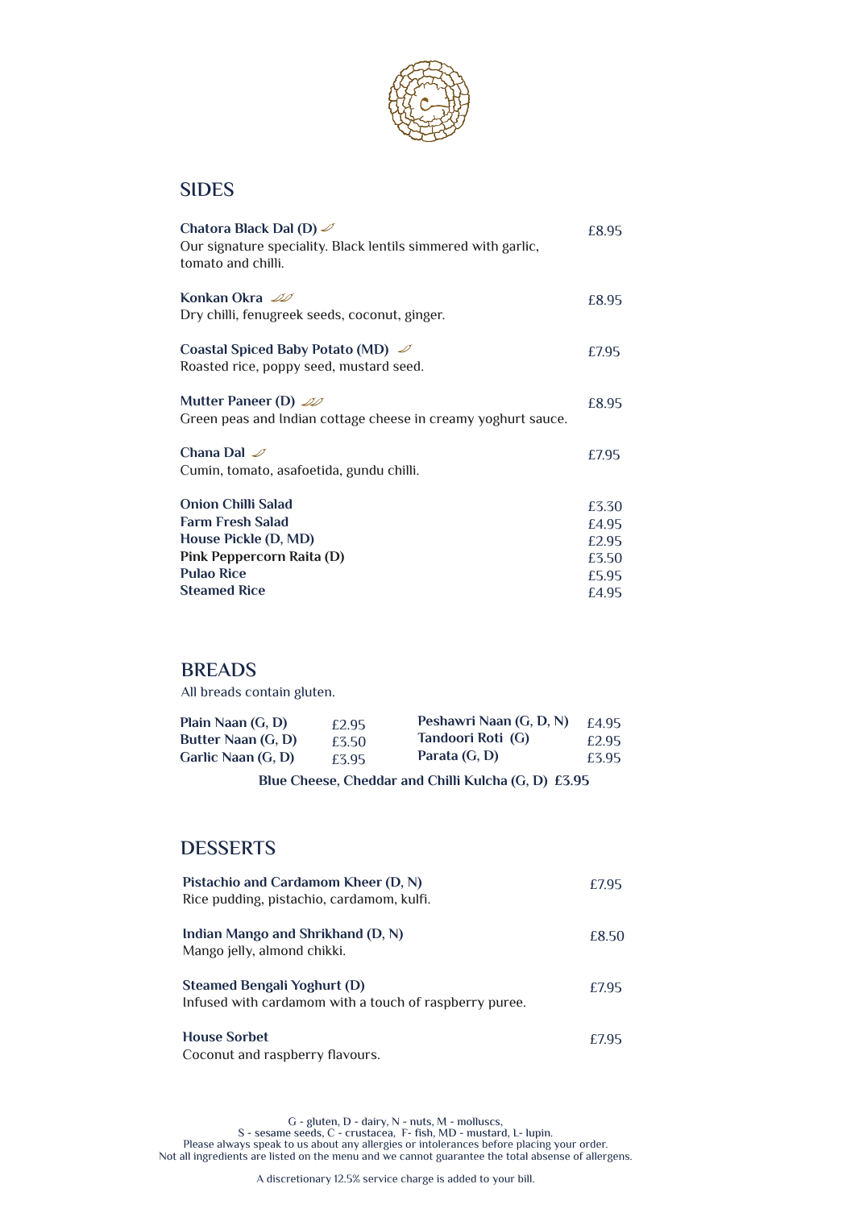## SIDES

**Chatora Black Dal (D)** 🌶 — £8.95
Our signature speciality. Black lentils simmered with garlic, tomato and chilli.

**Konkan Okra** 🌶🌶 — £8.95
Dry chilli, fenugreek seeds, coconut, ginger.

**Coastal Spiced Baby Potato (MD)** 🌶 — £7.95
Roasted rice, poppy seed, mustard seed.

**Mutter Paneer (D)** 🌶🌶 — £8.95
Green peas and Indian cottage cheese in creamy yoghurt sauce.

**Chana Dal** 🌶 — £7.95
Cumin, tomato, asafoetida, gundu chilli.

**Onion Chilli Salad** — £3.30
**Farm Fresh Salad** — £4.95
**House Pickle (D, MD)** — £2.95
**Pink Peppercorn Raita (D)** — £3.50
**Pulao Rice** — £5.95
**Steamed Rice** — £4.95

## BREADS

All breads contain gluten.

**Plain Naan (G, D)** — £2.95
**Butter Naan (G, D)** — £3.50
**Garlic Naan (G, D)** — £3.95
**Peshawri Naan (G, D, N)** — £4.95
**Tandoori Roti (G)** — £2.95
**Parata (G, D)** — £3.95

**Blue Cheese, Cheddar and Chilli Kulcha (G, D) £3.95**

## DESSERTS

**Pistachio and Cardamom Kheer (D, N)** — £7.95
Rice pudding, pistachio, cardamom, kulfi.

**Indian Mango and Shrikhand (D, N)** — £8.50
Mango jelly, almond chikki.

**Steamed Bengali Yoghurt (D)** — £7.95
Infused with cardamom with a touch of raspberry puree.

**House Sorbet** — £7.95
Coconut and raspberry flavours.

G - gluten, D - dairy, N - nuts, M - molluscs,
S - sesame seeds, C - crustacea, F- fish, MD - mustard, L- lupin.
Please always speak to us about any allergies or intolerances before placing your order.
Not all ingredients are listed on the menu and we cannot guarantee the total absense of allergens.

A discretionary 12.5% service charge is added to your bill.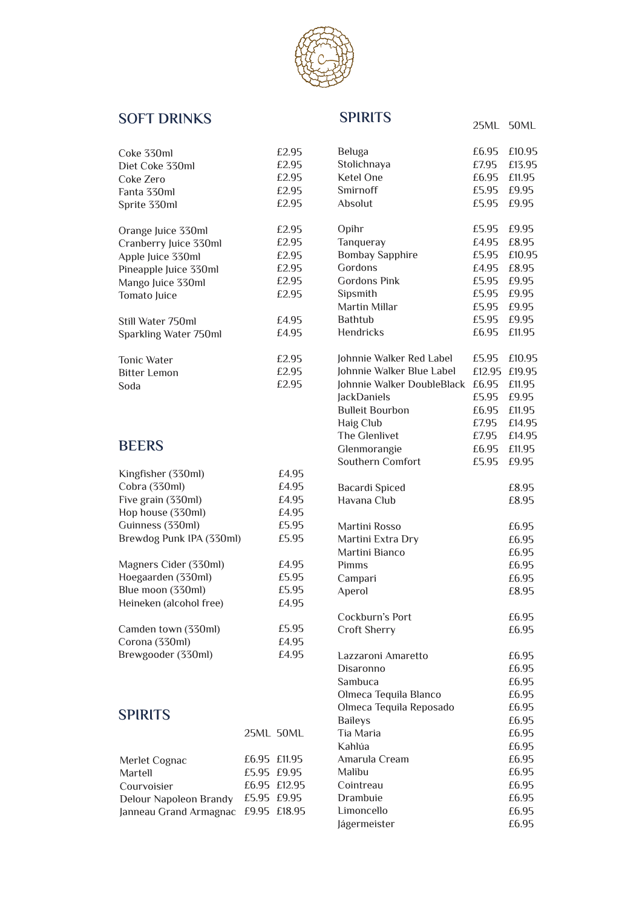## SOFT DRINKS

| | |
|---|---|
| Coke 330ml | £2.95 |
| Diet Coke 330ml | £2.95 |
| Coke Zero | £2.95 |
| Fanta 330ml | £2.95 |
| Sprite 330ml | £2.95 |
| Orange Juice 330ml | £2.95 |
| Cranberry Juice 330ml | £2.95 |
| Apple Juice 330ml | £2.95 |
| Pineapple Juice 330ml | £2.95 |
| Mango Juice 330ml | £2.95 |
| Tomato Juice | £2.95 |
| Still Water 750ml | £4.95 |
| Sparkling Water 750ml | £4.95 |
| Tonic Water | £2.95 |
| Bitter Lemon | £2.95 |
| Soda | £2.95 |

## BEERS

| | |
|---|---|
| Kingfisher (330ml) | £4.95 |
| Cobra (330ml) | £4.95 |
| Five grain (330ml) | £4.95 |
| Hop house (330ml) | £4.95 |
| Guinness (330ml) | £5.95 |
| Brewdog Punk IPA (330ml) | £5.95 |
| Magners Cider (330ml) | £4.95 |
| Hoegaarden (330ml) | £5.95 |
| Blue moon (330ml) | £5.95 |
| Heineken (alcohol free) | £4.95 |
| Camden town (330ml) | £5.95 |
| Corona (330ml) | £4.95 |
| Brewgooder (330ml) | £4.95 |

## SPIRITS

| | 25ML | 50ML |
|---|---|---|
| Merlet Cognac | £6.95 | £11.95 |
| Martell | £5.95 | £9.95 |
| Courvoisier | £6.95 | £12.95 |
| Delour Napoleon Brandy | £5.95 | £9.95 |
| Janneau Grand Armagnac | £9.95 | £18.95 |

## SPIRITS

| | 25ML | 50ML |
|---|---|---|
| Beluga | £6.95 | £10.95 |
| Stolichnaya | £7.95 | £13.95 |
| Ketel One | £6.95 | £11.95 |
| Smirnoff | £5.95 | £9.95 |
| Absolut | £5.95 | £9.95 |
| Opihr | £5.95 | £9.95 |
| Tanqueray | £4.95 | £8.95 |
| Bombay Sapphire | £5.95 | £10.95 |
| Gordons | £4.95 | £8.95 |
| Gordons Pink | £5.95 | £9.95 |
| Sipsmith | £5.95 | £9.95 |
| Martin Millar | £5.95 | £9.95 |
| Bathtub | £5.95 | £9.95 |
| Hendricks | £6.95 | £11.95 |
| Johnnie Walker Red Label | £5.95 | £10.95 |
| Johnnie Walker Blue Label | £12.95 | £19.95 |
| Johnnie Walker DoubleBlack | £6.95 | £11.95 |
| JackDaniels | £5.95 | £9.95 |
| Bulleit Bourbon | £6.95 | £11.95 |
| Haig Club | £7.95 | £14.95 |
| The Glenlivet | £7.95 | £14.95 |
| Glenmorangie | £6.95 | £11.95 |
| Southern Comfort | £5.95 | £9.95 |
| Bacardi Spiced | | £8.95 |
| Havana Club | | £8.95 |
| Martini Rosso | | £6.95 |
| Martini Extra Dry | | £6.95 |
| Martini Bianco | | £6.95 |
| Pimms | | £6.95 |
| Campari | | £6.95 |
| Aperol | | £8.95 |
| Cockburn's Port | | £6.95 |
| Croft Sherry | | £6.95 |
| Lazzaroni Amaretto | | £6.95 |
| Disaronno | | £6.95 |
| Sambuca | | £6.95 |
| Olmeca Tequila Blanco | | £6.95 |
| Olmeca Tequila Reposado | | £6.95 |
| Baileys | | £6.95 |
| Tia Maria | | £6.95 |
| Kahlúa | | £6.95 |
| Amarula Cream | | £6.95 |
| Malibu | | £6.95 |
| Cointreau | | £6.95 |
| Drambuie | | £6.95 |
| Limoncello | | £6.95 |
| Jágermeister | | £6.95 |